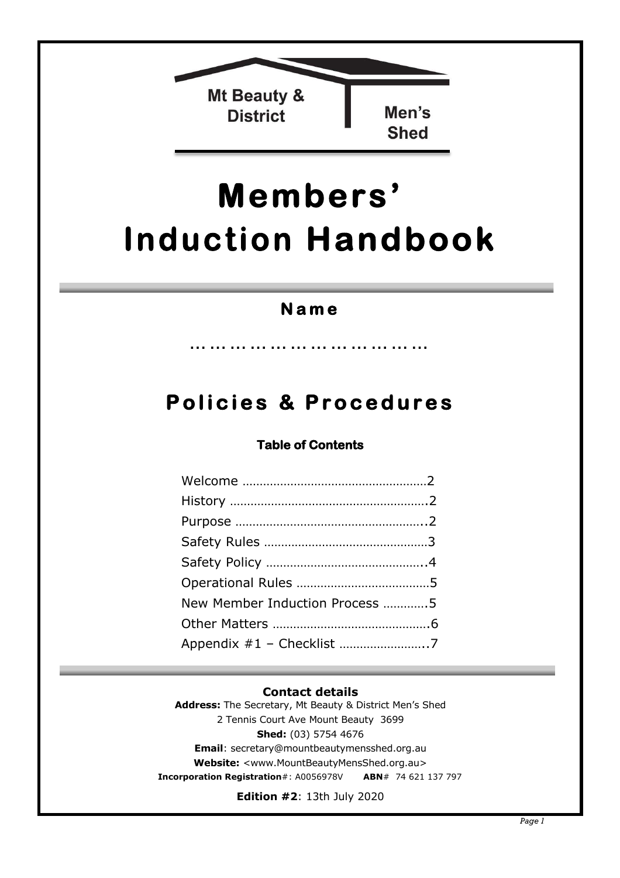Mt Beauty & District Men's Shed

# Members' Induction Handbook

## Name

……………………………………

# Policies & Procedures

### Table of Contents

| | |
|---|---|
| Welcome | 2 |
| History | 2 |
| Purpose | 2 |
| Safety Rules | 3 |
| Safety Policy | 4 |
| Operational Rules | 5 |
| New Member Induction Process | 5 |
| Other Matters | 6 |
| Appendix #1 – Checklist | 7 |

**Contact details**

**Address:** The Secretary, Mt Beauty & District Men's Shed
2 Tennis Court Ave Mount Beauty 3699
**Shed:** (03) 5754 4676
**Email**: secretary@mountbeautymensshed.org.au
**Website:** <www.MountBeautyMensShed.org.au>
**Incorporation Registration**#: A0056978V **ABN**# 74 621 137 797

**Edition #2**: 13th July 2020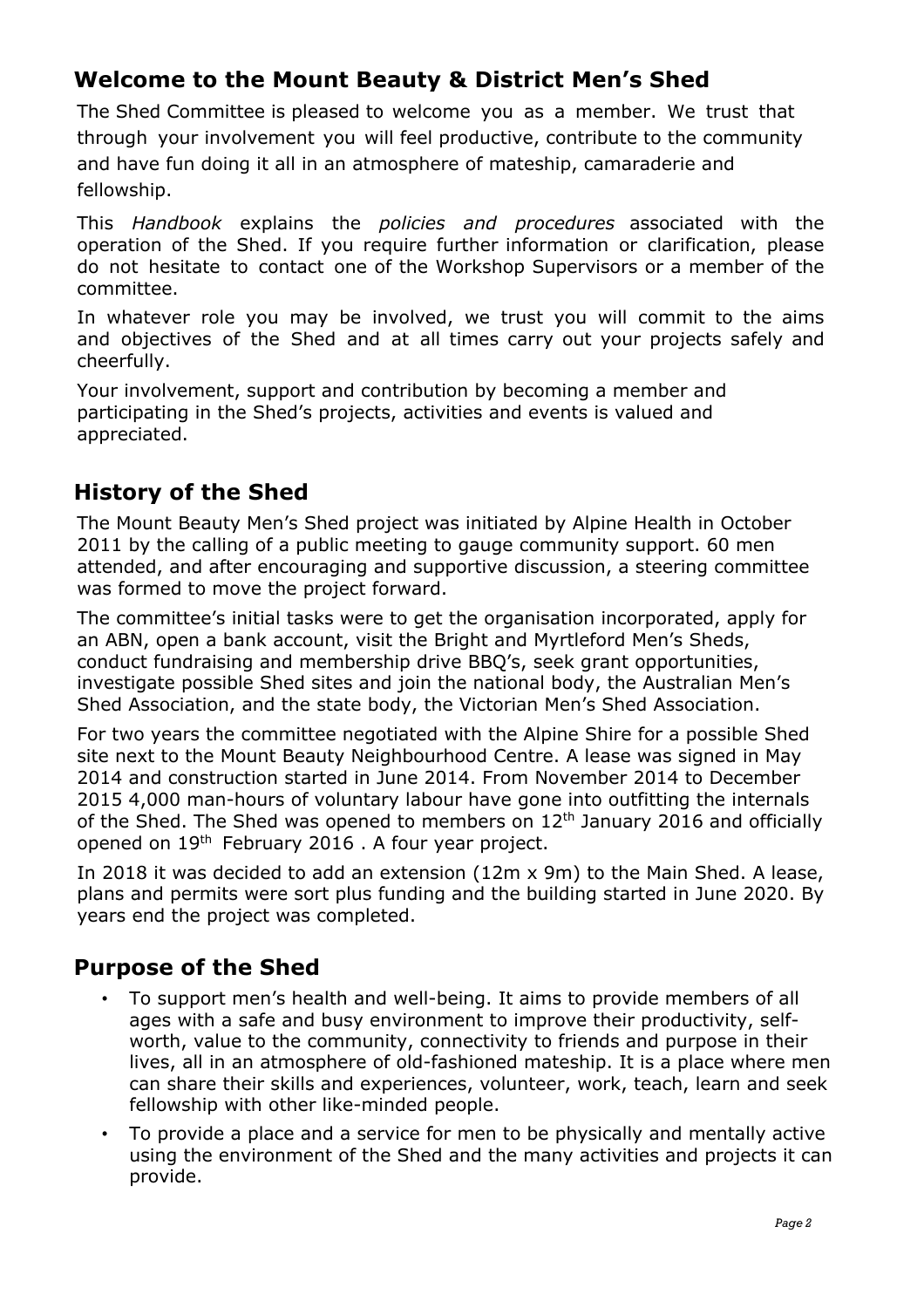## Welcome to the Mount Beauty & District Men's Shed

The Shed Committee is pleased to welcome you as a member. We trust that through your involvement you will feel productive, contribute to the community and have fun doing it all in an atmosphere of mateship, camaraderie and fellowship.

This *Handbook* explains the *policies and procedures* associated with the operation of the Shed. If you require further information or clarification, please do not hesitate to contact one of the Workshop Supervisors or a member of the committee.

In whatever role you may be involved, we trust you will commit to the aims and objectives of the Shed and at all times carry out your projects safely and cheerfully.

Your involvement, support and contribution by becoming a member and participating in the Shed's projects, activities and events is valued and appreciated.

## History of the Shed

The Mount Beauty Men's Shed project was initiated by Alpine Health in October 2011 by the calling of a public meeting to gauge community support. 60 men attended, and after encouraging and supportive discussion, a steering committee was formed to move the project forward.

The committee's initial tasks were to get the organisation incorporated, apply for an ABN, open a bank account, visit the Bright and Myrtleford Men's Sheds, conduct fundraising and membership drive BBQ's, seek grant opportunities, investigate possible Shed sites and join the national body, the Australian Men's Shed Association, and the state body, the Victorian Men's Shed Association.

For two years the committee negotiated with the Alpine Shire for a possible Shed site next to the Mount Beauty Neighbourhood Centre. A lease was signed in May 2014 and construction started in June 2014. From November 2014 to December 2015 4,000 man-hours of voluntary labour have gone into outfitting the internals of the Shed. The Shed was opened to members on 12th January 2016 and officially opened on 19th February 2016 . A four year project.

In 2018 it was decided to add an extension (12m x 9m) to the Main Shed. A lease, plans and permits were sort plus funding and the building started in June 2020. By years end the project was completed.

## Purpose of the Shed

- To support men's health and well-being. It aims to provide members of all ages with a safe and busy environment to improve their productivity, self-worth, value to the community, connectivity to friends and purpose in their lives, all in an atmosphere of old-fashioned mateship. It is a place where men can share their skills and experiences, volunteer, work, teach, learn and seek fellowship with other like-minded people.
- To provide a place and a service for men to be physically and mentally active using the environment of the Shed and the many activities and projects it can provide.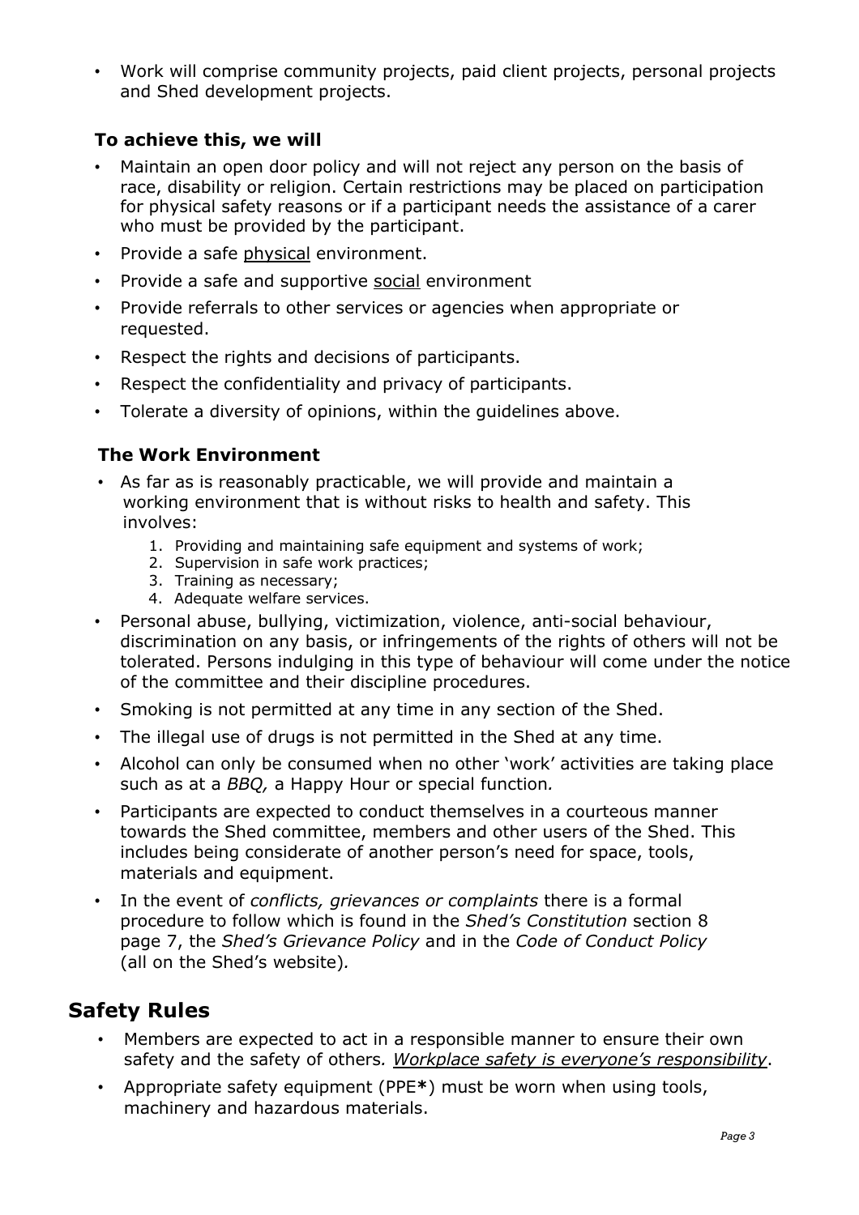- Work will comprise community projects, paid client projects, personal projects and Shed development projects.

### To achieve this, we will

- Maintain an open door policy and will not reject any person on the basis of race, disability or religion. Certain restrictions may be placed on participation for physical safety reasons or if a participant needs the assistance of a carer who must be provided by the participant.
- Provide a safe <u>physical</u> environment.
- Provide a safe and supportive <u>social</u> environment
- Provide referrals to other services or agencies when appropriate or requested.
- Respect the rights and decisions of participants.
- Respect the confidentiality and privacy of participants.
- Tolerate a diversity of opinions, within the guidelines above.

### The Work Environment

- As far as is reasonably practicable, we will provide and maintain a working environment that is without risks to health and safety. This involves:
  1. Providing and maintaining safe equipment and systems of work;
  2. Supervision in safe work practices;
  3. Training as necessary;
  4. Adequate welfare services.
- Personal abuse, bullying, victimization, violence, anti-social behaviour, discrimination on any basis, or infringements of the rights of others will not be tolerated. Persons indulging in this type of behaviour will come under the notice of the committee and their discipline procedures.
- Smoking is not permitted at any time in any section of the Shed.
- The illegal use of drugs is not permitted in the Shed at any time.
- Alcohol can only be consumed when no other 'work' activities are taking place such as at a *BBQ,* a Happy Hour or special function*.*
- Participants are expected to conduct themselves in a courteous manner towards the Shed committee, members and other users of the Shed. This includes being considerate of another person's need for space, tools, materials and equipment.
- In the event of *conflicts, grievances or complaints* there is a formal procedure to follow which is found in the *Shed's Constitution* section 8 page 7, the *Shed's Grievance Policy* and in the *Code of Conduct Policy* (all on the Shed's website)*.*

## Safety Rules

- Members are expected to act in a responsible manner to ensure their own safety and the safety of others*. <u>Workplace safety is everyone's responsibility</u>*.
- Appropriate safety equipment (PPE**\***) must be worn when using tools, machinery and hazardous materials.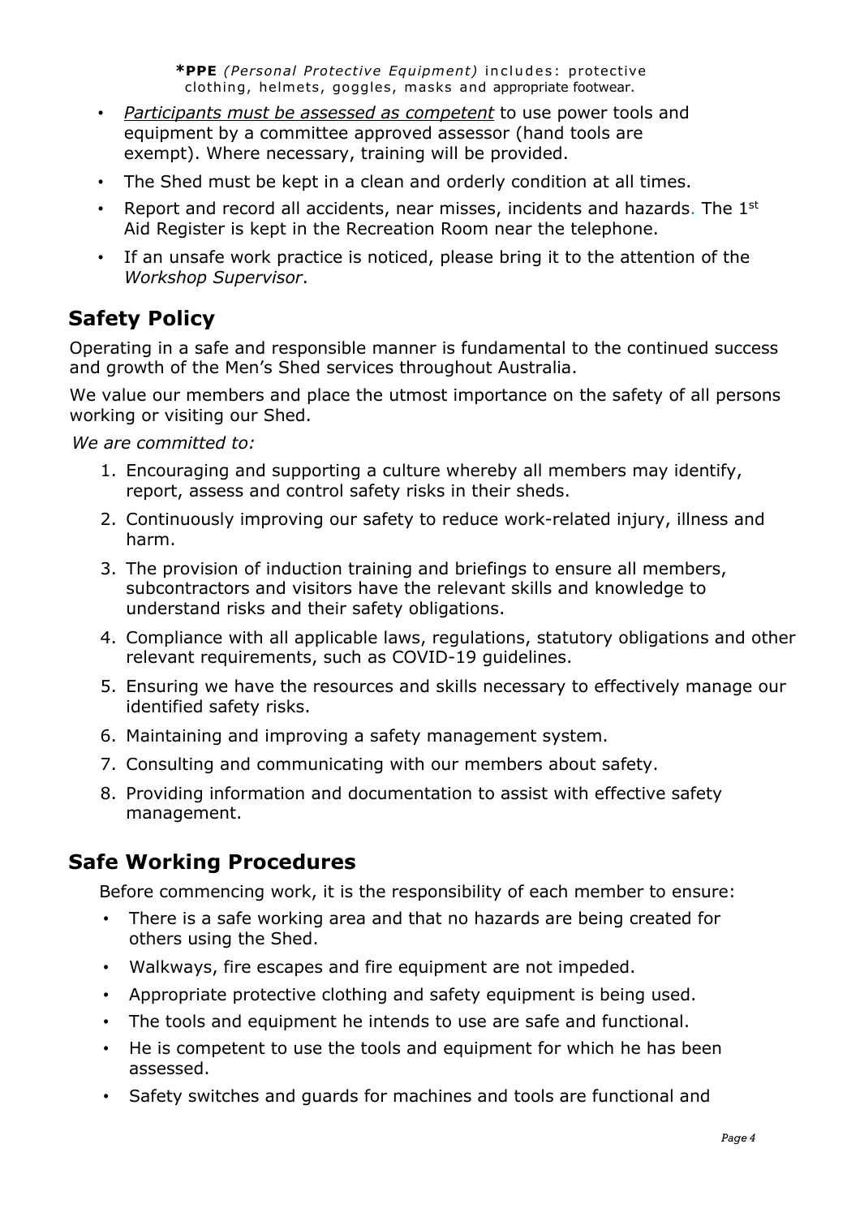***PPE** *(Personal Protective Equipment)* includes: protective clothing, helmets, goggles, masks and appropriate footwear.

- *Participants must be assessed as competent* to use power tools and equipment by a committee approved assessor (hand tools are exempt). Where necessary, training will be provided.
- The Shed must be kept in a clean and orderly condition at all times.
- Report and record all accidents, near misses, incidents and hazards. The 1st Aid Register is kept in the Recreation Room near the telephone.
- If an unsafe work practice is noticed, please bring it to the attention of the *Workshop Supervisor*.

## Safety Policy

Operating in a safe and responsible manner is fundamental to the continued success and growth of the Men's Shed services throughout Australia.

We value our members and place the utmost importance on the safety of all persons working or visiting our Shed.

*We are committed to:*

1. Encouraging and supporting a culture whereby all members may identify, report, assess and control safety risks in their sheds.
2. Continuously improving our safety to reduce work-related injury, illness and harm.
3. The provision of induction training and briefings to ensure all members, subcontractors and visitors have the relevant skills and knowledge to understand risks and their safety obligations.
4. Compliance with all applicable laws, regulations, statutory obligations and other relevant requirements, such as COVID-19 guidelines.
5. Ensuring we have the resources and skills necessary to effectively manage our identified safety risks.
6. Maintaining and improving a safety management system.
7. Consulting and communicating with our members about safety.
8. Providing information and documentation to assist with effective safety management.

## Safe Working Procedures

Before commencing work, it is the responsibility of each member to ensure:

- There is a safe working area and that no hazards are being created for others using the Shed.
- Walkways, fire escapes and fire equipment are not impeded.
- Appropriate protective clothing and safety equipment is being used.
- The tools and equipment he intends to use are safe and functional.
- He is competent to use the tools and equipment for which he has been assessed.
- Safety switches and guards for machines and tools are functional and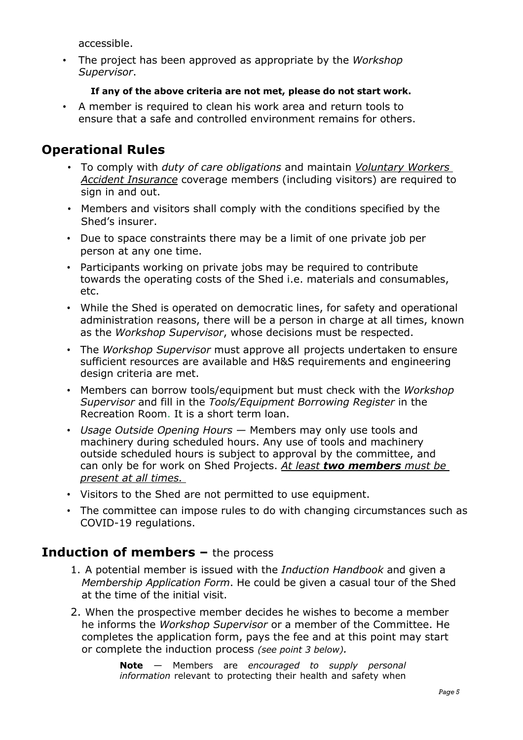accessible.

- The project has been approved as appropriate by the *Workshop Supervisor*.

**If any of the above criteria are not met, please do not start work.**

- A member is required to clean his work area and return tools to ensure that a safe and controlled environment remains for others.

## Operational Rules

- To comply with *duty of care obligations* and maintain *Voluntary Workers Accident Insurance* coverage members (including visitors) are required to sign in and out.
- Members and visitors shall comply with the conditions specified by the Shed's insurer.
- Due to space constraints there may be a limit of one private job per person at any one time.
- Participants working on private jobs may be required to contribute towards the operating costs of the Shed i.e. materials and consumables, etc.
- While the Shed is operated on democratic lines, for safety and operational administration reasons, there will be a person in charge at all times, known as the *Workshop Supervisor*, whose decisions must be respected.
- The *Workshop Supervisor* must approve all projects undertaken to ensure sufficient resources are available and H&S requirements and engineering design criteria are met.
- Members can borrow tools/equipment but must check with the *Workshop Supervisor* and fill in the *Tools/Equipment Borrowing Register* in the Recreation Room. It is a short term loan.
- *Usage Outside Opening Hours* — Members may only use tools and machinery during scheduled hours. Any use of tools and machinery outside scheduled hours is subject to approval by the committee, and can only be for work on Shed Projects. *At least **two members** must be present at all times.*
- Visitors to the Shed are not permitted to use equipment.
- The committee can impose rules to do with changing circumstances such as COVID-19 regulations.

## Induction of members – the process

1. A potential member is issued with the *Induction Handbook* and given a *Membership Application Form*. He could be given a casual tour of the Shed at the time of the initial visit.
2. When the prospective member decides he wishes to become a member he informs the *Workshop Supervisor* or a member of the Committee. He completes the application form, pays the fee and at this point may start or complete the induction process *(see point 3 below).*

   **Note** — Members are *encouraged to supply personal information* relevant to protecting their health and safety when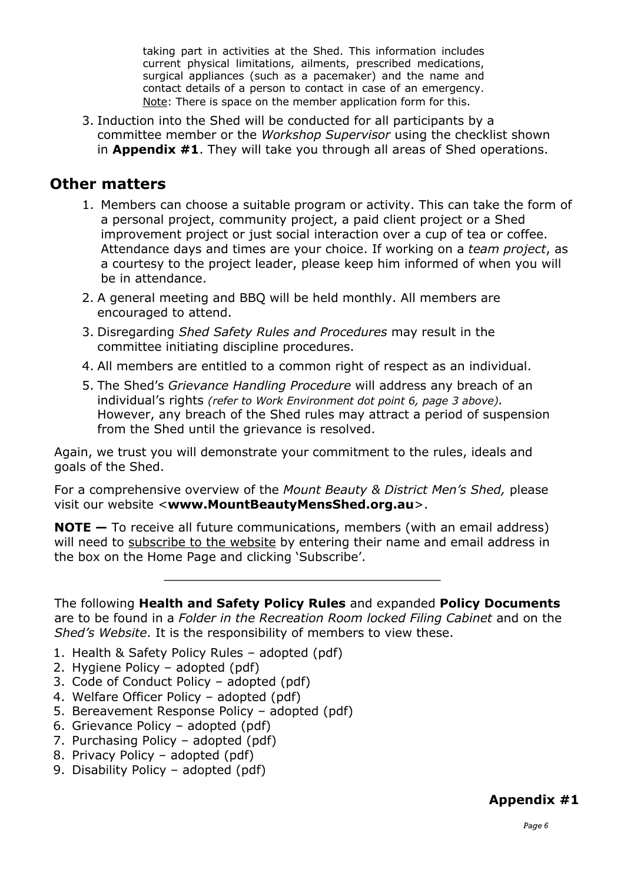taking part in activities at the Shed. This information includes current physical limitations, ailments, prescribed medications, surgical appliances (such as a pacemaker) and the name and contact details of a person to contact in case of an emergency. Note: There is space on the member application form for this.

3. Induction into the Shed will be conducted for all participants by a committee member or the *Workshop Supervisor* using the checklist shown in **Appendix #1**. They will take you through all areas of Shed operations.

## Other matters

1. Members can choose a suitable program or activity. This can take the form of a personal project, community project, a paid client project or a Shed improvement project or just social interaction over a cup of tea or coffee. Attendance days and times are your choice. If working on a *team project*, as a courtesy to the project leader, please keep him informed of when you will be in attendance.
2. A general meeting and BBQ will be held monthly. All members are encouraged to attend.
3. Disregarding *Shed Safety Rules and Procedures* may result in the committee initiating discipline procedures.
4. All members are entitled to a common right of respect as an individual.
5. The Shed's *Grievance Handling Procedure* will address any breach of an individual's rights *(refer to Work Environment dot point 6, page 3 above).* However, any breach of the Shed rules may attract a period of suspension from the Shed until the grievance is resolved.

Again, we trust you will demonstrate your commitment to the rules, ideals and goals of the Shed.

For a comprehensive overview of the *Mount Beauty & District Men's Shed,* please visit our website <**www.MountBeautyMensShed.org.au**>.

**NOTE —** To receive all future communications, members (with an email address) will need to subscribe to the website by entering their name and email address in the box on the Home Page and clicking 'Subscribe'.

---

The following **Health and Safety Policy Rules** and expanded **Policy Documents** are to be found in a *Folder in the Recreation Room locked Filing Cabinet* and on the *Shed's Website*. It is the responsibility of members to view these.

1. Health & Safety Policy Rules – adopted (pdf)
2. Hygiene Policy – adopted (pdf)
3. Code of Conduct Policy – adopted (pdf)
4. Welfare Officer Policy – adopted (pdf)
5. Bereavement Response Policy – adopted (pdf)
6. Grievance Policy – adopted (pdf)
7. Purchasing Policy – adopted (pdf)
8. Privacy Policy – adopted (pdf)
9. Disability Policy – adopted (pdf)

**Appendix #1**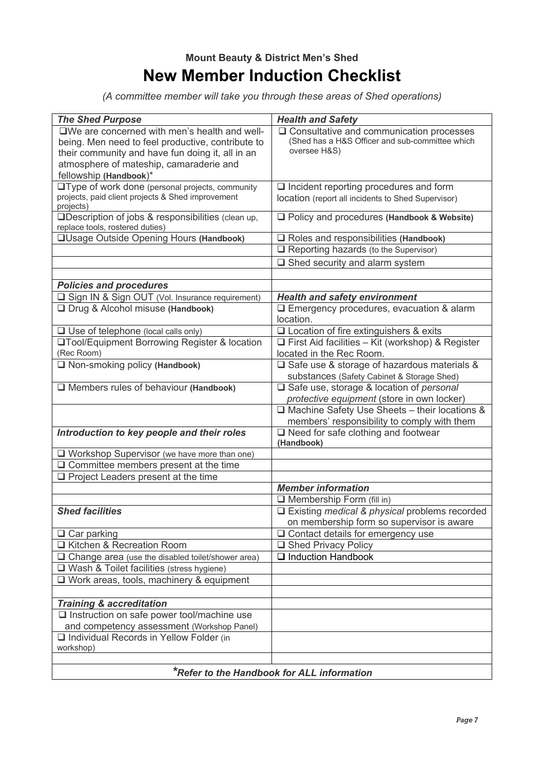**Mount Beauty & District Men's Shed**

# New Member Induction Checklist

*(A committee member will take you through these areas of Shed operations)*

| | |
|---|---|
| ***The Shed Purpose*** | ***Health and Safety*** |
| ❑We are concerned with men's health and well-being. Men need to feel productive, contribute to their community and have fun doing it, all in an atmosphere of mateship, camaraderie and fellowship **(Handbook)***  | ❑ Consultative and communication processes (Shed has a H&S Officer and sub-committee which oversee H&S) |
| ❑Type of work done (personal projects, community projects, paid client projects & Shed improvement projects) | ❑ Incident reporting procedures and form location (report all incidents to Shed Supervisor) |
| ❑Description of jobs & responsibilities (clean up, replace tools, rostered duties) | ❑ Policy and procedures **(Handbook & Website)** |
| ❑Usage Outside Opening Hours **(Handbook)** | ❑ Roles and responsibilities **(Handbook)** |
| | ❑ Reporting hazards (to the Supervisor) |
| | ❑ Shed security and alarm system |
| | |
| ***Policies and procedures*** | |
| ❑ Sign IN & Sign OUT (Vol. Insurance requirement) | ***Health and safety environment*** |
| ❑ Drug & Alcohol misuse **(Handbook)** | ❑ Emergency procedures, evacuation & alarm location. |
| ❑ Use of telephone (local calls only) | ❑ Location of fire extinguishers & exits |
| ❑Tool/Equipment Borrowing Register & location (Rec Room) | ❑ First Aid facilities – Kit (workshop) & Register located in the Rec Room. |
| ❑ Non-smoking policy **(Handbook)** | ❑ Safe use & storage of hazardous materials & substances (Safety Cabinet & Storage Shed) |
| ❑ Members rules of behaviour **(Handbook)** | ❑ Safe use, storage & location of *personal protective equipment* (store in own locker) |
| | ❑ Machine Safety Use Sheets – their locations & members' responsibility to comply with them |
| ***Introduction to key people and their roles*** | ❑ Need for safe clothing and footwear **(Handbook)** |
| ❑ Workshop Supervisor (we have more than one) | |
| ❑ Committee members present at the time | |
| ❑ Project Leaders present at the time | |
| | ***Member information*** |
| | ❑ Membership Form (fill in) |
| ***Shed facilities*** | ❑ Existing *medical & physical* problems recorded on membership form so supervisor is aware |
| ❑ Car parking | ❑ Contact details for emergency use |
| ❑ Kitchen & Recreation Room | ❑ Shed Privacy Policy |
| ❑ Change area (use the disabled toilet/shower area) | ❑ Induction Handbook |
| ❑ Wash & Toilet facilities (stress hygiene) | |
| ❑ Work areas, tools, machinery & equipment | |
| | |
| ***Training & accreditation*** | |
| ❑ Instruction on safe power tool/machine use and competency assessment (Workshop Panel) | |
| ❑ Individual Records in Yellow Folder (in workshop) | |
| | |
| ****Refer to the Handbook for ALL information*** | |